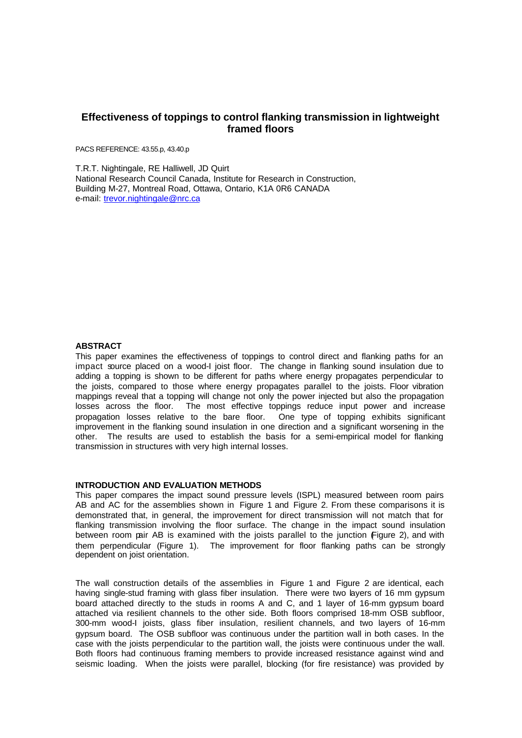# Effectiveness of toppings to control flanking transmission in lightweight framed floors

PACS REFERENCE: 43.55.p, 43.40.p

T.R.T. Nightingale, RE Halliwell, JD Quirt
National Research Council Canada, Institute for Research in Construction,
Building M-27, Montreal Road, Ottawa, Ontario, K1A 0R6 CANADA
e-mail: trevor.nightingale@nrc.ca

## ABSTRACT

This paper examines the effectiveness of toppings to control direct and flanking paths for an impact source placed on a wood-I joist floor. The change in flanking sound insulation due to adding a topping is shown to be different for paths where energy propagates perpendicular to the joists, compared to those where energy propagates parallel to the joists. Floor vibration mappings reveal that a topping will change not only the power injected but also the propagation losses across the floor. The most effective toppings reduce input power and increase propagation losses relative to the bare floor. One type of topping exhibits significant improvement in the flanking sound insulation in one direction and a significant worsening in the other. The results are used to establish the basis for a semi-empirical model for flanking transmission in structures with very high internal losses.

## INTRODUCTION AND EVALUATION METHODS

This paper compares the impact sound pressure levels (ISPL) measured between room pairs AB and AC for the assemblies shown in Figure 1 and Figure 2. From these comparisons it is demonstrated that, in general, the improvement for direct transmission will not match that for flanking transmission involving the floor surface. The change in the impact sound insulation between room pair AB is examined with the joists parallel to the junction (Figure 2), and with them perpendicular (Figure 1). The improvement for floor flanking paths can be strongly dependent on joist orientation.

The wall construction details of the assemblies in Figure 1 and Figure 2 are identical, each having single-stud framing with glass fiber insulation. There were two layers of 16 mm gypsum board attached directly to the studs in rooms A and C, and 1 layer of 16-mm gypsum board attached via resilient channels to the other side. Both floors comprised 18-mm OSB subfloor, 300-mm wood-I joists, glass fiber insulation, resilient channels, and two layers of 16-mm gypsum board. The OSB subfloor was continuous under the partition wall in both cases. In the case with the joists perpendicular to the partition wall, the joists were continuous under the wall. Both floors had continuous framing members to provide increased resistance against wind and seismic loading. When the joists were parallel, blocking (for fire resistance) was provided by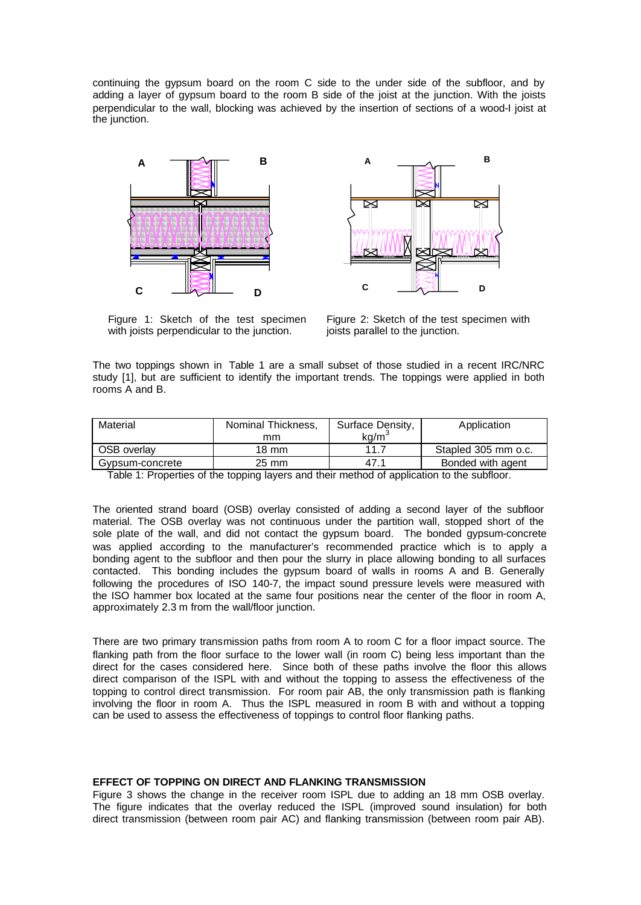continuing the gypsum board on the room C side to the under side of the subfloor, and by adding a layer of gypsum board to the room B side of the joist at the junction. With the joists perpendicular to the wall, blocking was achieved by the insertion of sections of a wood-I joist at the junction.

Figure 1: Sketch of the test specimen with joists perpendicular to the junction.

Figure 2: Sketch of the test specimen with joists parallel to the junction.

The two toppings shown in Table 1 are a small subset of those studied in a recent IRC/NRC study [1], but are sufficient to identify the important trends. The toppings were applied in both rooms A and B.

| Material | Nominal Thickness, mm | Surface Density, kg/m$^3$ | Application |
|---|---|---|---|
| OSB overlay | 18 mm | 11.7 | Stapled 305 mm o.c. |
| Gypsum-concrete | 25 mm | 47.1 | Bonded with agent |

Table 1: Properties of the topping layers and their method of application to the subfloor.

The oriented strand board (OSB) overlay consisted of adding a second layer of the subfloor material. The OSB overlay was not continuous under the partition wall, stopped short of the sole plate of the wall, and did not contact the gypsum board. The bonded gypsum-concrete was applied according to the manufacturer's recommended practice which is to apply a bonding agent to the subfloor and then pour the slurry in place allowing bonding to all surfaces contacted. This bonding includes the gypsum board of walls in rooms A and B. Generally following the procedures of ISO 140-7, the impact sound pressure levels were measured with the ISO hammer box located at the same four positions near the center of the floor in room A, approximately 2.3 m from the wall/floor junction.

There are two primary transmission paths from room A to room C for a floor impact source. The flanking path from the floor surface to the lower wall (in room C) being less important than the direct for the cases considered here. Since both of these paths involve the floor this allows direct comparison of the ISPL with and without the topping to assess the effectiveness of the topping to control direct transmission. For room pair AB, the only transmission path is flanking involving the floor in room A. Thus the ISPL measured in room B with and without a topping can be used to assess the effectiveness of toppings to control floor flanking paths.

### EFFECT OF TOPPING ON DIRECT AND FLANKING TRANSMISSION

Figure 3 shows the change in the receiver room ISPL due to adding an 18 mm OSB overlay. The figure indicates that the overlay reduced the ISPL (improved sound insulation) for both direct transmission (between room pair AC) and flanking transmission (between room pair AB).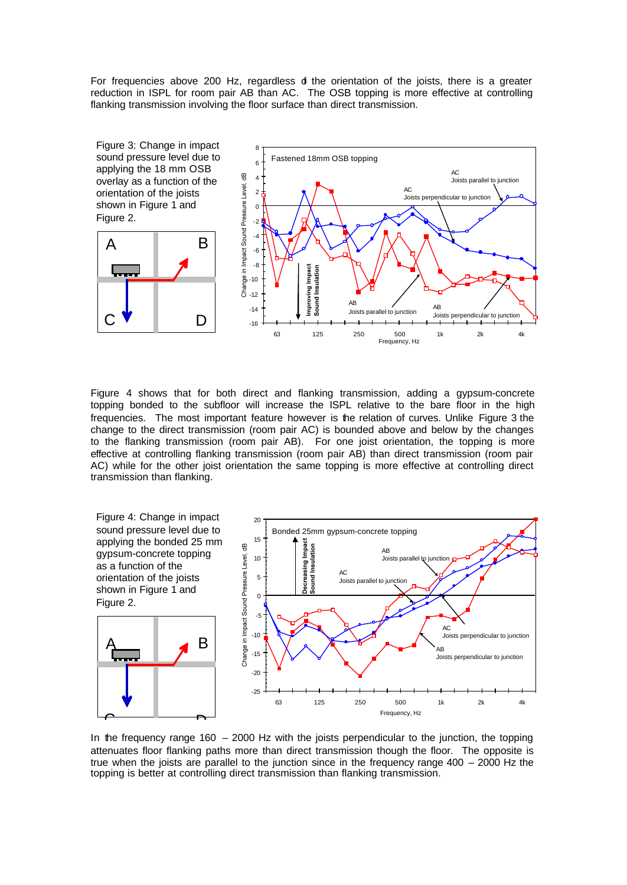For frequencies above 200 Hz, regardless of the orientation of the joists, there is a greater reduction in ISPL for room pair AB than AC. The OSB topping is more effective at controlling flanking transmission involving the floor surface than direct transmission.

Figure 3: Change in impact sound pressure level due to applying the 18 mm OSB overlay as a function of the orientation of the joists shown in Figure 1 and Figure 2.

Figure 4 shows that for both direct and flanking transmission, adding a gypsum-concrete topping bonded to the subfloor will increase the ISPL relative to the bare floor in the high frequencies. The most important feature however is the relation of curves. Unlike Figure 3 the change to the direct transmission (room pair AC) is bounded above and below by the changes to the flanking transmission (room pair AB). For one joist orientation, the topping is more effective at controlling flanking transmission (room pair AB) than direct transmission (room pair AC) while for the other joist orientation the same topping is more effective at controlling direct transmission than flanking.

Figure 4: Change in impact sound pressure level due to applying the bonded 25 mm gypsum-concrete topping as a function of the orientation of the joists shown in Figure 1 and Figure 2.

In the frequency range 160 – 2000 Hz with the joists perpendicular to the junction, the topping attenuates floor flanking paths more than direct transmission though the floor. The opposite is true when the joists are parallel to the junction since in the frequency range 400 – 2000 Hz the topping is better at controlling direct transmission than flanking transmission.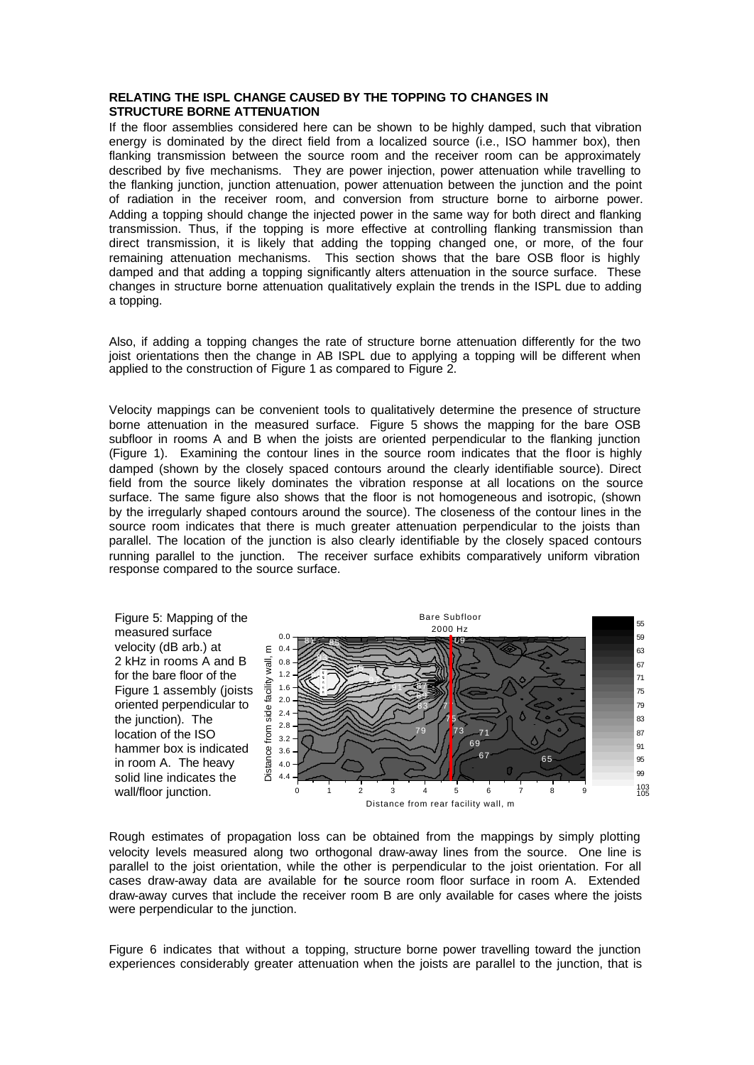**RELATING THE ISPL CHANGE CAUSED BY THE TOPPING TO CHANGES IN STRUCTURE BORNE ATTENUATION**

If the floor assemblies considered here can be shown to be highly damped, such that vibration energy is dominated by the direct field from a localized source (i.e., ISO hammer box), then flanking transmission between the source room and the receiver room can be approximately described by five mechanisms. They are power injection, power attenuation while travelling to the flanking junction, junction attenuation, power attenuation between the junction and the point of radiation in the receiver room, and conversion from structure borne to airborne power. Adding a topping should change the injected power in the same way for both direct and flanking transmission. Thus, if the topping is more effective at controlling flanking transmission than direct transmission, it is likely that adding the topping changed one, or more, of the four remaining attenuation mechanisms. This section shows that the bare OSB floor is highly damped and that adding a topping significantly alters attenuation in the source surface. These changes in structure borne attenuation qualitatively explain the trends in the ISPL due to adding a topping.

Also, if adding a topping changes the rate of structure borne attenuation differently for the two joist orientations then the change in AB ISPL due to applying a topping will be different when applied to the construction of Figure 1 as compared to Figure 2.

Velocity mappings can be convenient tools to qualitatively determine the presence of structure borne attenuation in the measured surface. Figure 5 shows the mapping for the bare OSB subfloor in rooms A and B when the joists are oriented perpendicular to the flanking junction (Figure 1). Examining the contour lines in the source room indicates that the floor is highly damped (shown by the closely spaced contours around the clearly identifiable source). Direct field from the source likely dominates the vibration response at all locations on the source surface. The same figure also shows that the floor is not homogeneous and isotropic, (shown by the irregularly shaped contours around the source). The closeness of the contour lines in the source room indicates that there is much greater attenuation perpendicular to the joists than parallel. The location of the junction is also clearly identifiable by the closely spaced contours running parallel to the junction. The receiver surface exhibits comparatively uniform vibration response compared to the source surface.

Figure 5: Mapping of the measured surface velocity (dB arb.) at 2 kHz in rooms A and B for the bare floor of the Figure 1 assembly (joists oriented perpendicular to the junction). The location of the ISO hammer box is indicated in room A. The heavy solid line indicates the wall/floor junction.

Rough estimates of propagation loss can be obtained from the mappings by simply plotting velocity levels measured along two orthogonal draw-away lines from the source. One line is parallel to the joist orientation, while the other is perpendicular to the joist orientation. For all cases draw-away data are available for the source room floor surface in room A. Extended draw-away curves that include the receiver room B are only available for cases where the joists were perpendicular to the junction.

Figure 6 indicates that without a topping, structure borne power travelling toward the junction experiences considerably greater attenuation when the joists are parallel to the junction, that is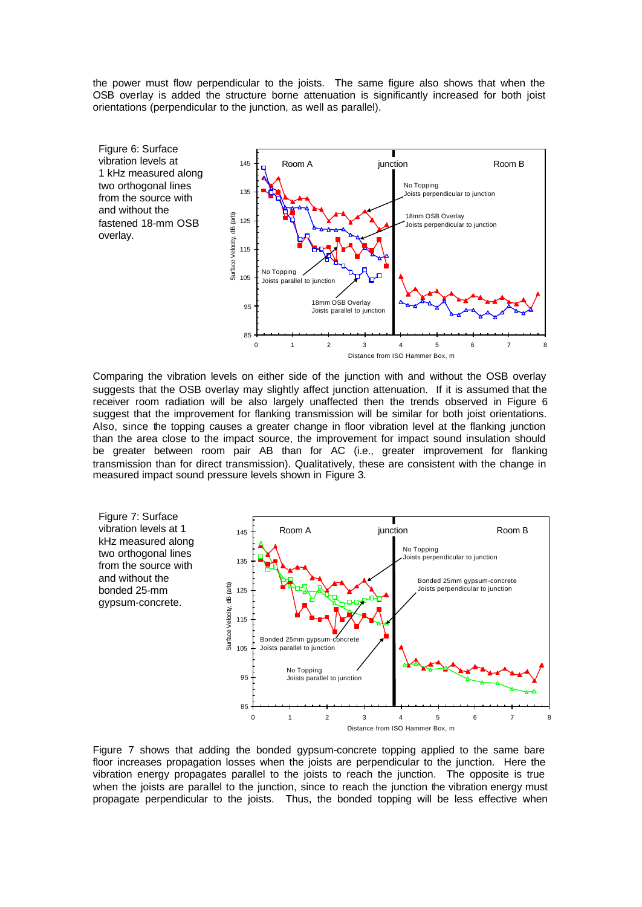the power must flow perpendicular to the joists. The same figure also shows that when the OSB overlay is added the structure borne attenuation is significantly increased for both joist orientations (perpendicular to the junction, as well as parallel).

Figure 6: Surface vibration levels at 1 kHz measured along two orthogonal lines from the source with and without the fastened 18-mm OSB overlay.

Comparing the vibration levels on either side of the junction with and without the OSB overlay suggests that the OSB overlay may slightly affect junction attenuation. If it is assumed that the receiver room radiation will be also largely unaffected then the trends observed in Figure 6 suggest that the improvement for flanking transmission will be similar for both joist orientations. Also, since the topping causes a greater change in floor vibration level at the flanking junction than the area close to the impact source, the improvement for impact sound insulation should be greater between room pair AB than for AC (i.e., greater improvement for flanking transmission than for direct transmission). Qualitatively, these are consistent with the change in measured impact sound pressure levels shown in Figure 3.

Figure 7: Surface vibration levels at 1 kHz measured along two orthogonal lines from the source with and without the bonded 25-mm gypsum-concrete.

Figure 7 shows that adding the bonded gypsum-concrete topping applied to the same bare floor increases propagation losses when the joists are perpendicular to the junction. Here the vibration energy propagates parallel to the joists to reach the junction. The opposite is true when the joists are parallel to the junction, since to reach the junction the vibration energy must propagate perpendicular to the joists. Thus, the bonded topping will be less effective when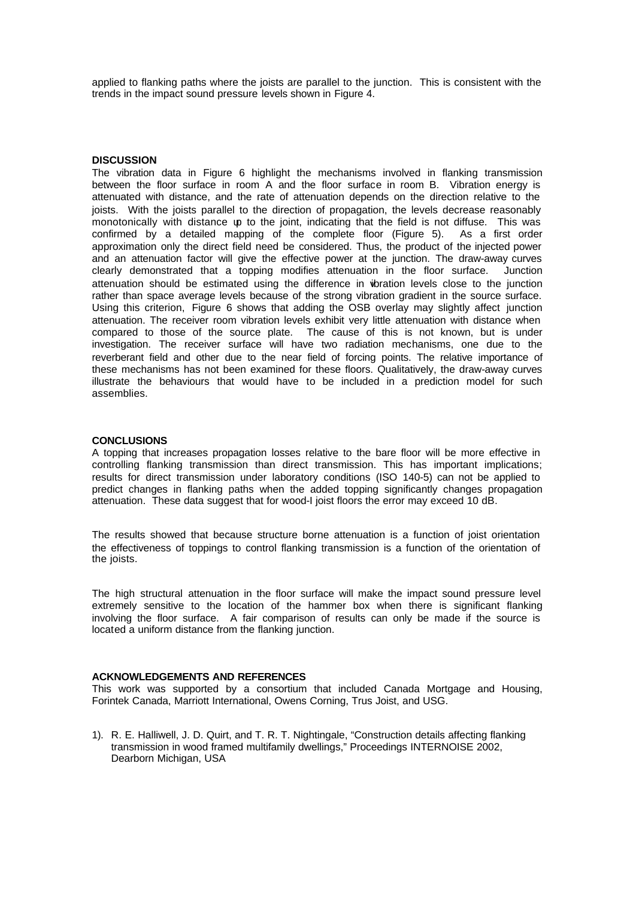applied to flanking paths where the joists are parallel to the junction. This is consistent with the trends in the impact sound pressure levels shown in Figure 4.

## DISCUSSION

The vibration data in Figure 6 highlight the mechanisms involved in flanking transmission between the floor surface in room A and the floor surface in room B. Vibration energy is attenuated with distance, and the rate of attenuation depends on the direction relative to the joists. With the joists parallel to the direction of propagation, the levels decrease reasonably monotonically with distance up to the joint, indicating that the field is not diffuse. This was confirmed by a detailed mapping of the complete floor (Figure 5). As a first order approximation only the direct field need be considered. Thus, the product of the injected power and an attenuation factor will give the effective power at the junction. The draw-away curves clearly demonstrated that a topping modifies attenuation in the floor surface. Junction attenuation should be estimated using the difference in vibration levels close to the junction rather than space average levels because of the strong vibration gradient in the source surface. Using this criterion, Figure 6 shows that adding the OSB overlay may slightly affect junction attenuation. The receiver room vibration levels exhibit very little attenuation with distance when compared to those of the source plate. The cause of this is not known, but is under investigation. The receiver surface will have two radiation mechanisms, one due to the reverberant field and other due to the near field of forcing points. The relative importance of these mechanisms has not been examined for these floors. Qualitatively, the draw-away curves illustrate the behaviours that would have to be included in a prediction model for such assemblies.

## CONCLUSIONS

A topping that increases propagation losses relative to the bare floor will be more effective in controlling flanking transmission than direct transmission. This has important implications; results for direct transmission under laboratory conditions (ISO 140-5) can not be applied to predict changes in flanking paths when the added topping significantly changes propagation attenuation. These data suggest that for wood-I joist floors the error may exceed 10 dB.

The results showed that because structure borne attenuation is a function of joist orientation the effectiveness of toppings to control flanking transmission is a function of the orientation of the joists.

The high structural attenuation in the floor surface will make the impact sound pressure level extremely sensitive to the location of the hammer box when there is significant flanking involving the floor surface. A fair comparison of results can only be made if the source is located a uniform distance from the flanking junction.

## ACKNOWLEDGEMENTS AND REFERENCES

This work was supported by a consortium that included Canada Mortgage and Housing, Forintek Canada, Marriott International, Owens Corning, Trus Joist, and USG.

1). R. E. Halliwell, J. D. Quirt, and T. R. T. Nightingale, "Construction details affecting flanking transmission in wood framed multifamily dwellings," Proceedings INTERNOISE 2002, Dearborn Michigan, USA